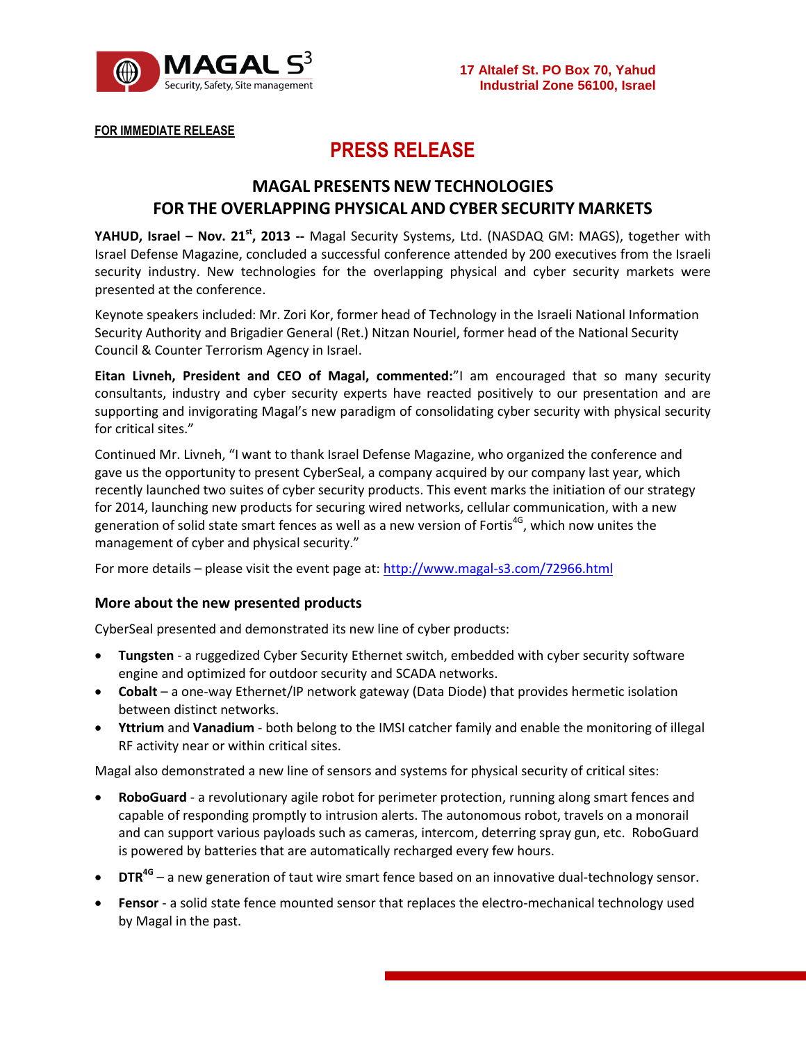MAGAL S3
Security, Safety, Site management

17 Altalef St. PO Box 70, Yahud
Industrial Zone 56100, Israel

**FOR IMMEDIATE RELEASE**

# PRESS RELEASE

## MAGAL PRESENTS NEW TECHNOLOGIES FOR THE OVERLAPPING PHYSICAL AND CYBER SECURITY MARKETS

**YAHUD, Israel – Nov. 21st, 2013 --** Magal Security Systems, Ltd. (NASDAQ GM: MAGS), together with Israel Defense Magazine, concluded a successful conference attended by 200 executives from the Israeli security industry. New technologies for the overlapping physical and cyber security markets were presented at the conference.

Keynote speakers included: Mr. Zori Kor, former head of Technology in the Israeli National Information Security Authority and Brigadier General (Ret.) Nitzan Nouriel, former head of the National Security Council & Counter Terrorism Agency in Israel.

**Eitan Livneh, President and CEO of Magal, commented:**"I am encouraged that so many security consultants, industry and cyber security experts have reacted positively to our presentation and are supporting and invigorating Magal's new paradigm of consolidating cyber security with physical security for critical sites."

Continued Mr. Livneh, "I want to thank Israel Defense Magazine, who organized the conference and gave us the opportunity to present CyberSeal, a company acquired by our company last year, which recently launched two suites of cyber security products. This event marks the initiation of our strategy for 2014, launching new products for securing wired networks, cellular communication, with a new generation of solid state smart fences as well as a new version of Fortis4G, which now unites the management of cyber and physical security."

For more details – please visit the event page at: http://www.magal-s3.com/72966.html

### More about the new presented products

CyberSeal presented and demonstrated its new line of cyber products:

- **Tungsten** - a ruggedized Cyber Security Ethernet switch, embedded with cyber security software engine and optimized for outdoor security and SCADA networks.
- **Cobalt** – a one-way Ethernet/IP network gateway (Data Diode) that provides hermetic isolation between distinct networks.
- **Yttrium** and **Vanadium** - both belong to the IMSI catcher family and enable the monitoring of illegal RF activity near or within critical sites.

Magal also demonstrated a new line of sensors and systems for physical security of critical sites:

- **RoboGuard** - a revolutionary agile robot for perimeter protection, running along smart fences and capable of responding promptly to intrusion alerts. The autonomous robot, travels on a monorail and can support various payloads such as cameras, intercom, deterring spray gun, etc. RoboGuard is powered by batteries that are automatically recharged every few hours.
- **DTR4G** – a new generation of taut wire smart fence based on an innovative dual-technology sensor.
- **Fensor** - a solid state fence mounted sensor that replaces the electro-mechanical technology used by Magal in the past.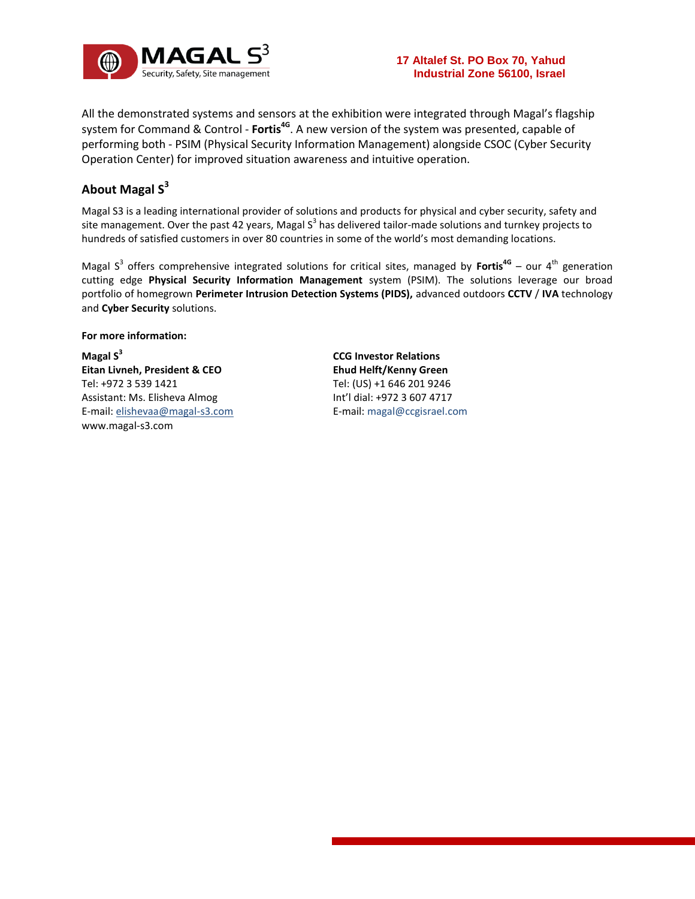All the demonstrated systems and sensors at the exhibition were integrated through Magal's flagship system for Command & Control - **Fortis**$^{4G}$. A new version of the system was presented, capable of performing both - PSIM (Physical Security Information Management) alongside CSOC (Cyber Security Operation Center) for improved situation awareness and intuitive operation.

## About Magal S$^3$

Magal S3 is a leading international provider of solutions and products for physical and cyber security, safety and site management. Over the past 42 years, Magal S$^3$ has delivered tailor-made solutions and turnkey projects to hundreds of satisfied customers in over 80 countries in some of the world's most demanding locations.

Magal S$^3$ offers comprehensive integrated solutions for critical sites, managed by **Fortis**$^{4G}$ – our 4$^{th}$ generation cutting edge **Physical Security Information Management** system (PSIM). The solutions leverage our broad portfolio of homegrown **Perimeter Intrusion Detection Systems (PIDS),** advanced outdoors **CCTV** / **IVA** technology and **Cyber Security** solutions.

**For more information:**

**Magal S**$^3$
**Eitan Livneh, President & CEO**
Tel: +972 3 539 1421
Assistant: Ms. Elisheva Almog
E-mail: elishevaa@magal-s3.com
www.magal-s3.com

**CCG Investor Relations**
**Ehud Helft/Kenny Green**
Tel: (US) +1 646 201 9246
Int'l dial: +972 3 607 4717
E-mail: magal@ccgisrael.com